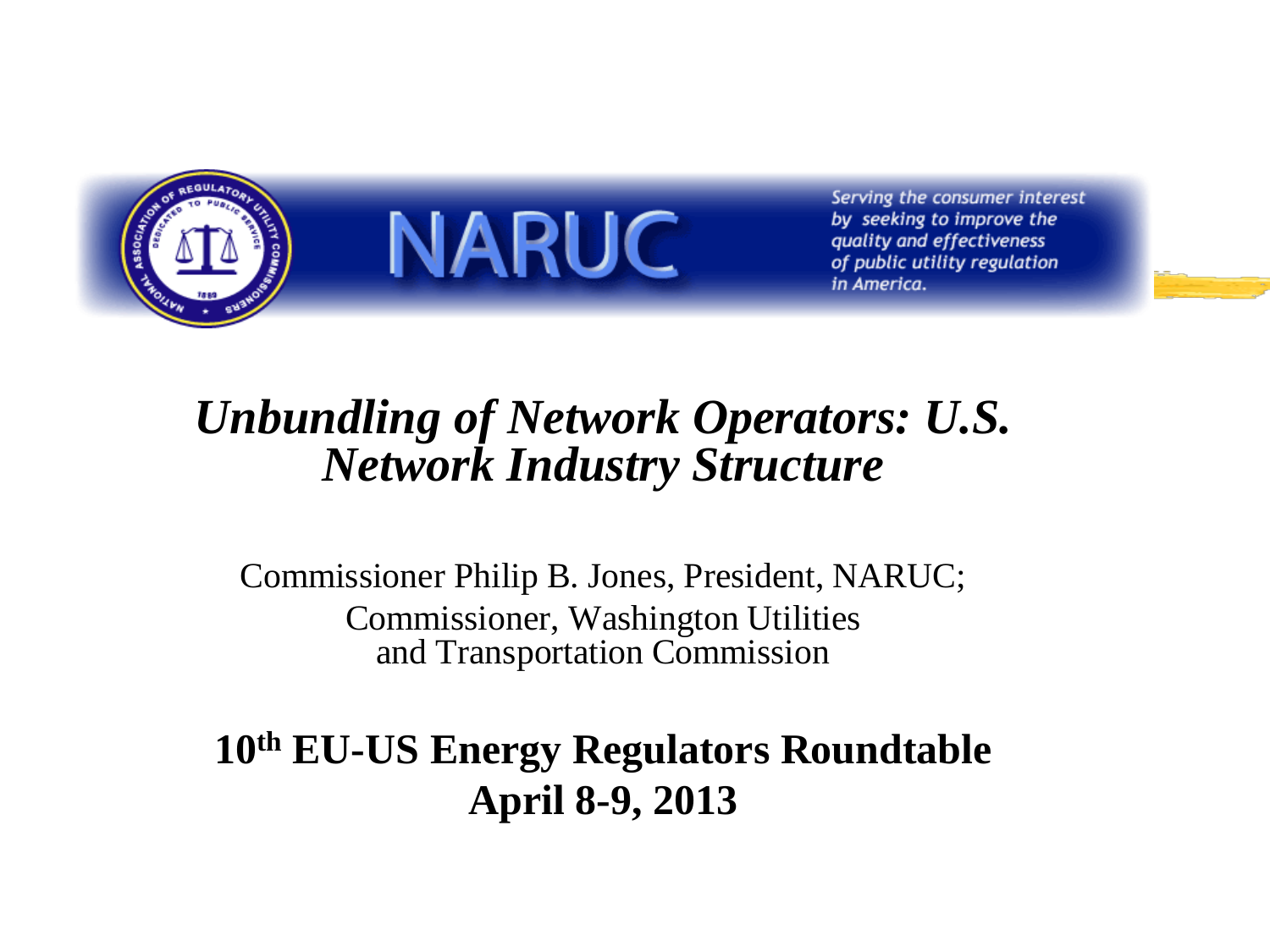NARUC

Serving the consumer interest by seeking to improve the quality and effectiveness of public utility regulation in America.

# *Unbundling of Network Operators: U.S. Network Industry Structure*

Commissioner Philip B. Jones, President, NARUC;
Commissioner, Washington Utilities and Transportation Commission

**10th EU-US Energy Regulators Roundtable**
**April 8-9, 2013**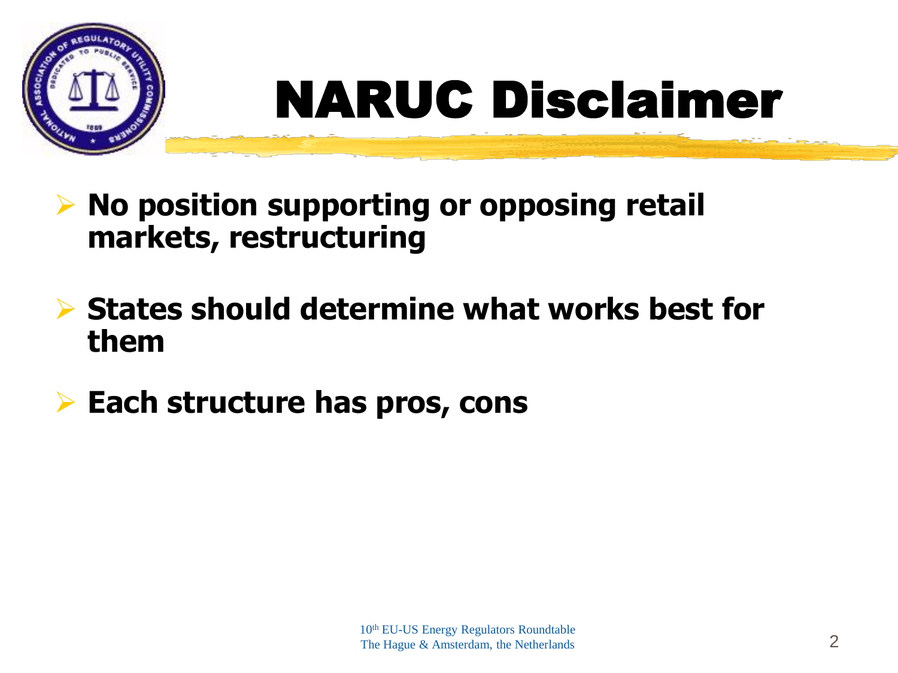# NARUC Disclaimer

- **No position supporting or opposing retail markets, restructuring**
- **States should determine what works best for them**
- **Each structure has pros, cons**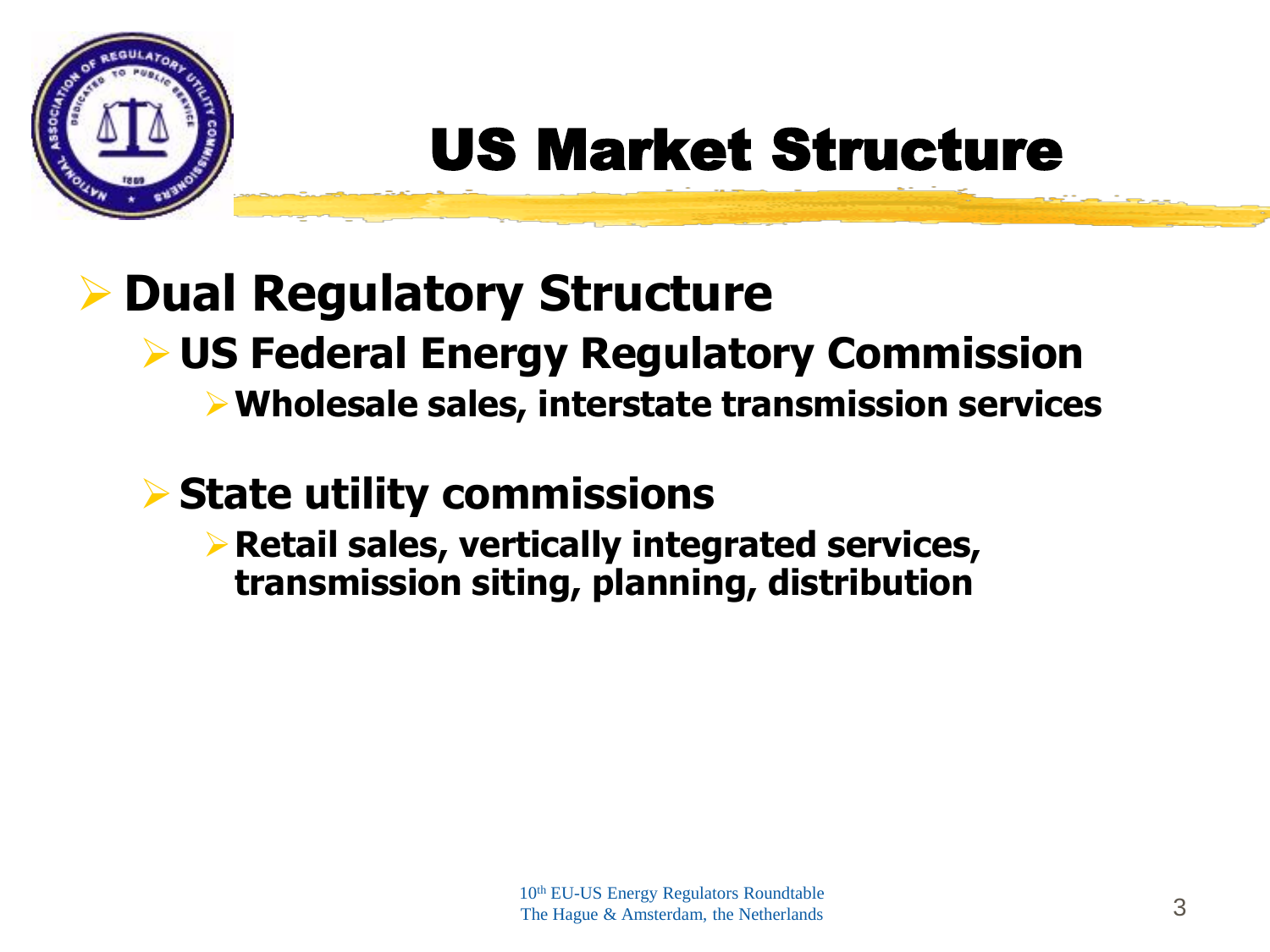# US Market Structure

- **Dual Regulatory Structure**
  - **US Federal Energy Regulatory Commission**
    - **Wholesale sales, interstate transmission services**
  - **State utility commissions**
    - **Retail sales, vertically integrated services, transmission siting, planning, distribution**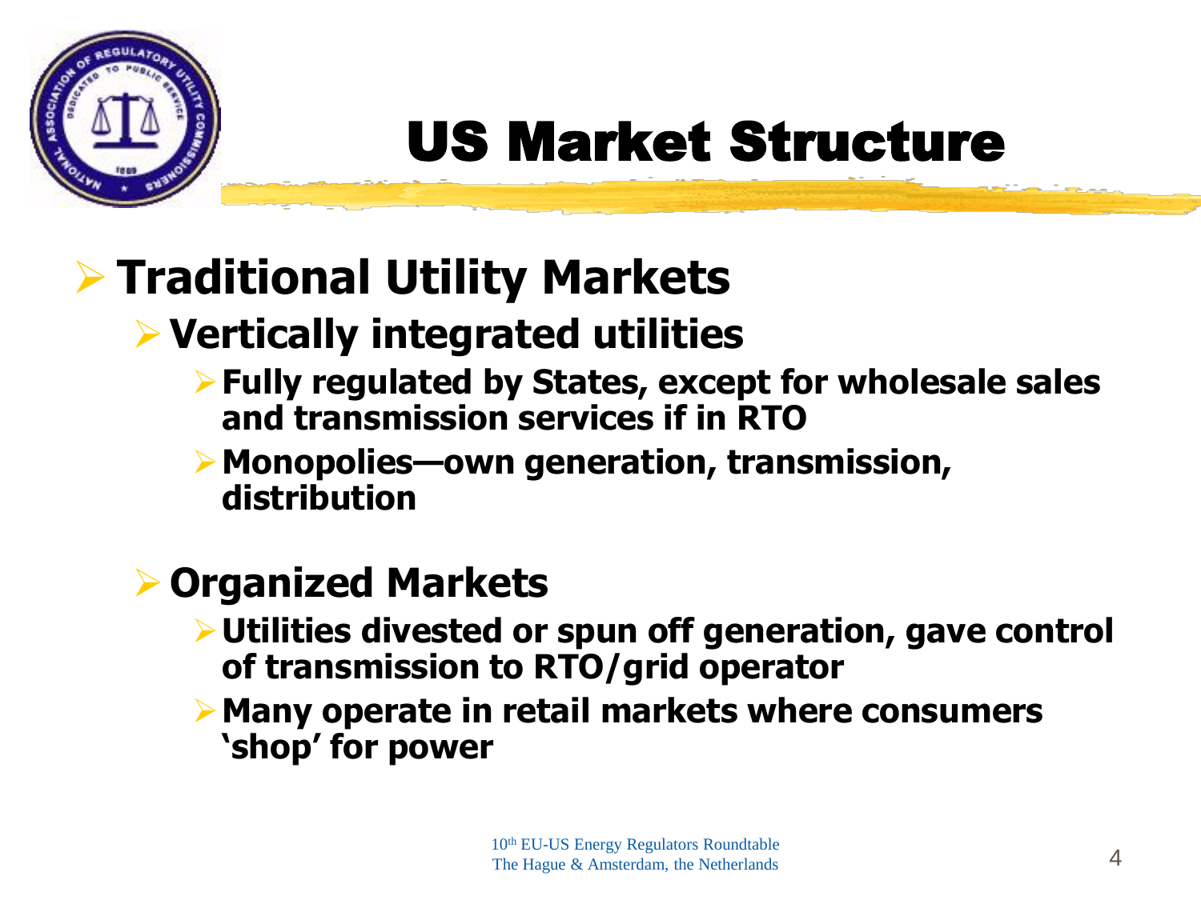# US Market Structure

- **Traditional Utility Markets**
  - **Vertically integrated utilities**
    - **Fully regulated by States, except for wholesale sales and transmission services if in RTO**
    - **Monopolies—own generation, transmission, distribution**

- **Organized Markets**
  - **Utilities divested or spun off generation, gave control of transmission to RTO/grid operator**
  - **Many operate in retail markets where consumers 'shop' for power**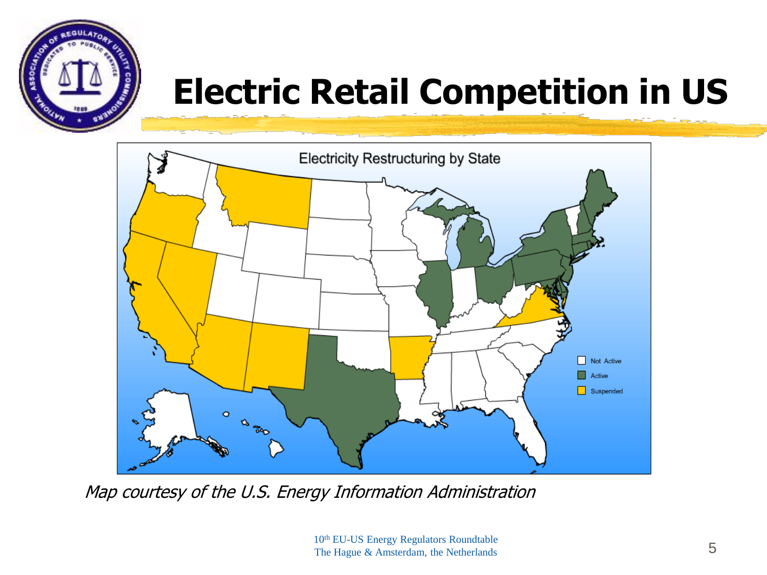# Electric Retail Competition in US

Electricity Restructuring by State

- Not Active
- Active
- Suspended

*Map courtesy of the U.S. Energy Information Administration*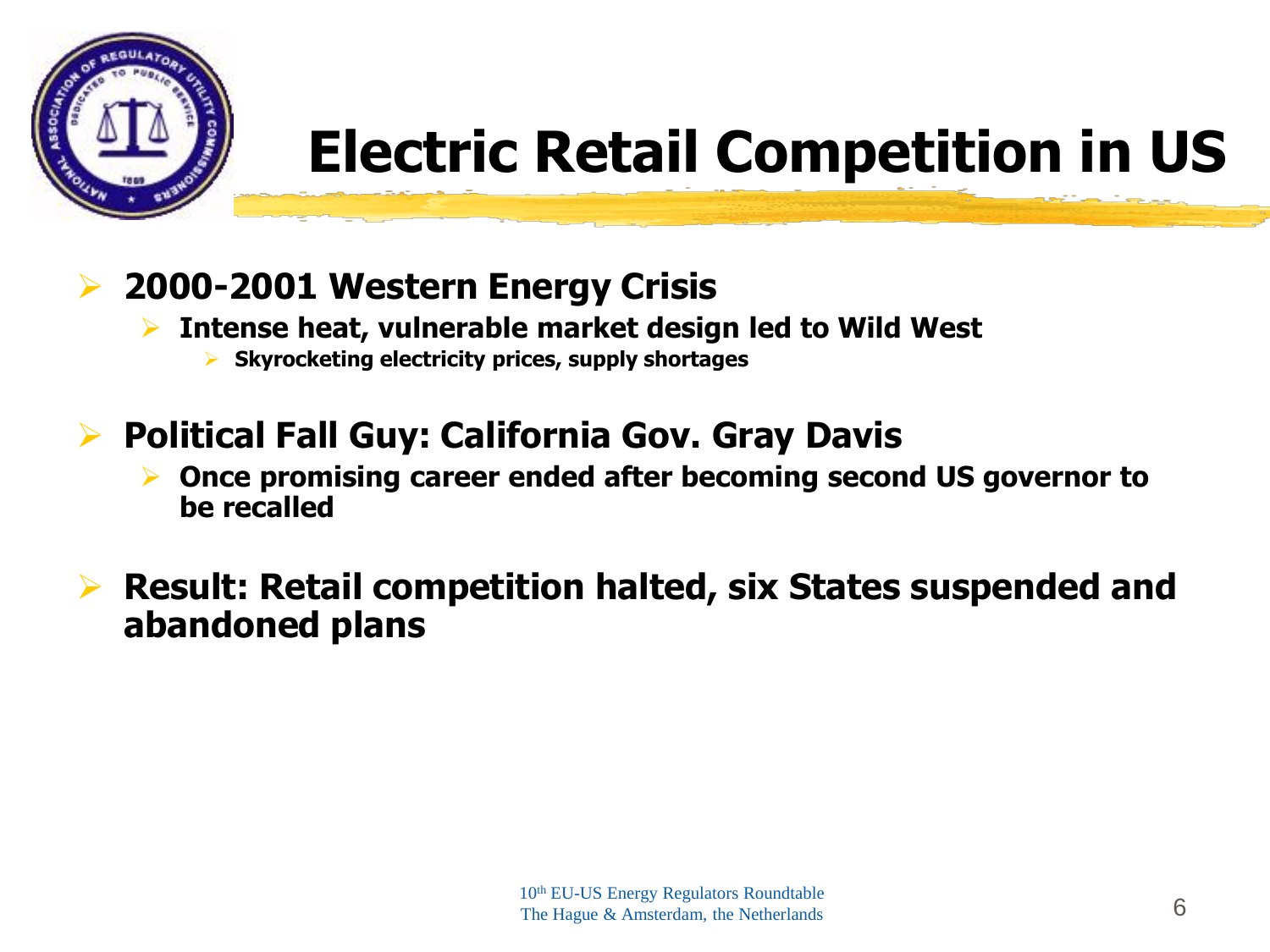# Electric Retail Competition in US

- **2000-2001 Western Energy Crisis**
  - **Intense heat, vulnerable market design led to Wild West**
    - **Skyrocketing electricity prices, supply shortages**
- **Political Fall Guy: California Gov. Gray Davis**
  - **Once promising career ended after becoming second US governor to be recalled**
- **Result: Retail competition halted, six States suspended and abandoned plans**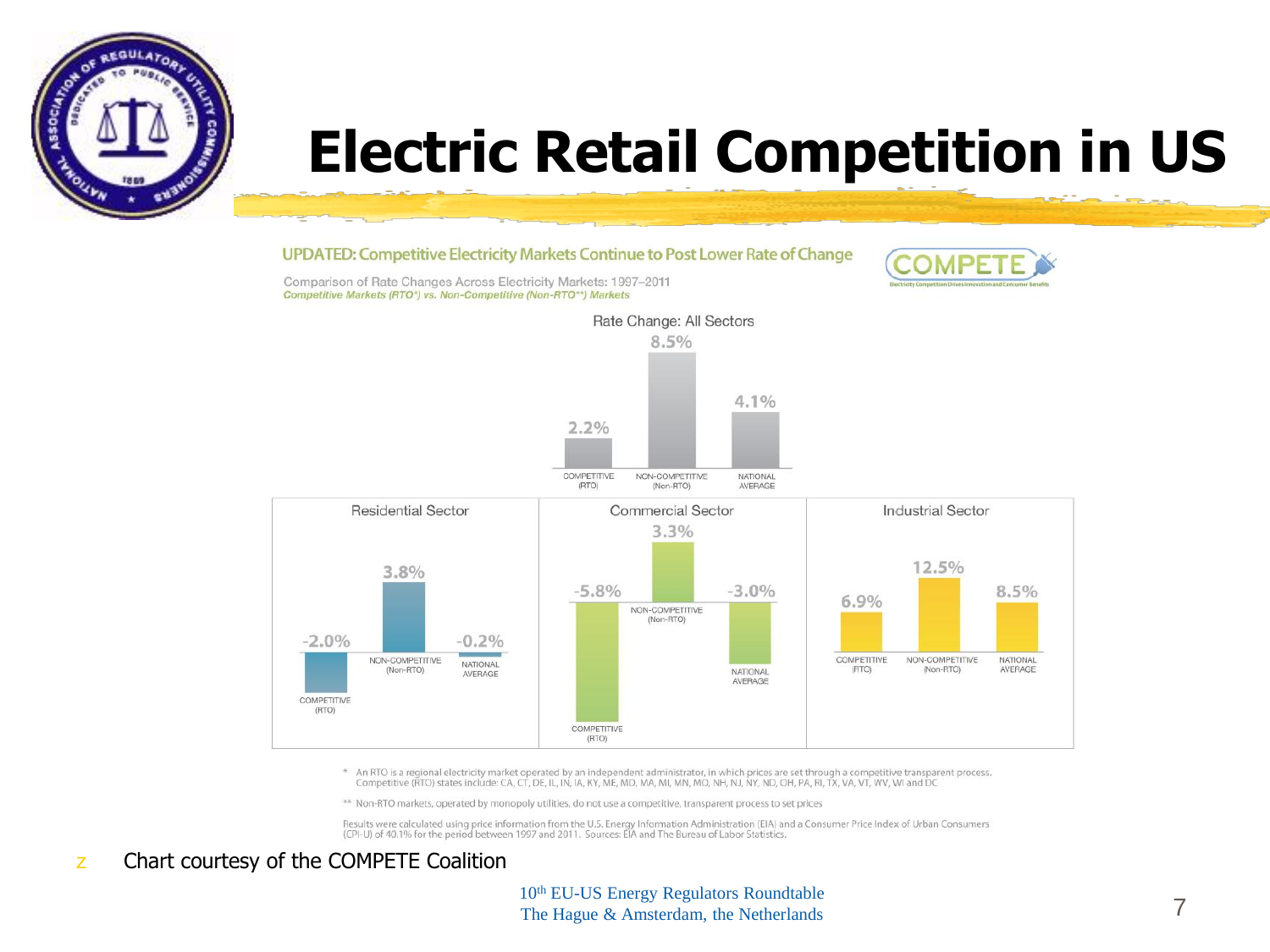# Electric Retail Competition in US

## UPDATED: Competitive Electricity Markets Continue to Post Lower Rate of Change

Comparison of Rate Changes Across Electricity Markets: 1997–2011
*Competitive Markets (RTO*) vs. Non-Competitive (Non-RTO**) Markets*

COMPETE — Electricity Competition Drives Innovation and Consumer Benefits

**Rate Change: All Sectors**

| Competitive (RTO) | Non-Competitive (Non-RTO) | National Average |
|---|---|---|
| 2.2% | 8.5% | 4.1% |

**Residential Sector**

| Competitive (RTO) | Non-Competitive (Non-RTO) | National Average |
|---|---|---|
| -2.0% | 3.8% | -0.2% |

**Commercial Sector**

| Competitive (RTO) | Non-Competitive (Non-RTO) | National Average |
|---|---|---|
| -5.8% | 3.3% | -3.0% |

**Industrial Sector**

| Competitive (RTO) | Non-Competitive (Non-RTO) | National Average |
|---|---|---|
| 6.9% | 12.5% | 8.5% |

\* An RTO is a regional electricity market operated by an independent administrator, in which prices are set through a competitive transparent process. Competitive (RTO) states include: CA, CT, DE, IL, IN, IA, KY, ME, MD, MA, MI, MN, MO, NH, NJ, NY, ND, OH, PA, RI, TX, VA, VT, WV, WI and DC

\*\* Non-RTO markets, operated by monopoly utilities, do not use a competitive, transparent process to set prices

Results were calculated using price information from the U.S. Energy Information Administration (EIA) and a Consumer Price Index of Urban Consumers (CPI-U) of 40.1% for the period between 1997 and 2011. Sources: EIA and The Bureau of Labor Statistics.

- Chart courtesy of the COMPETE Coalition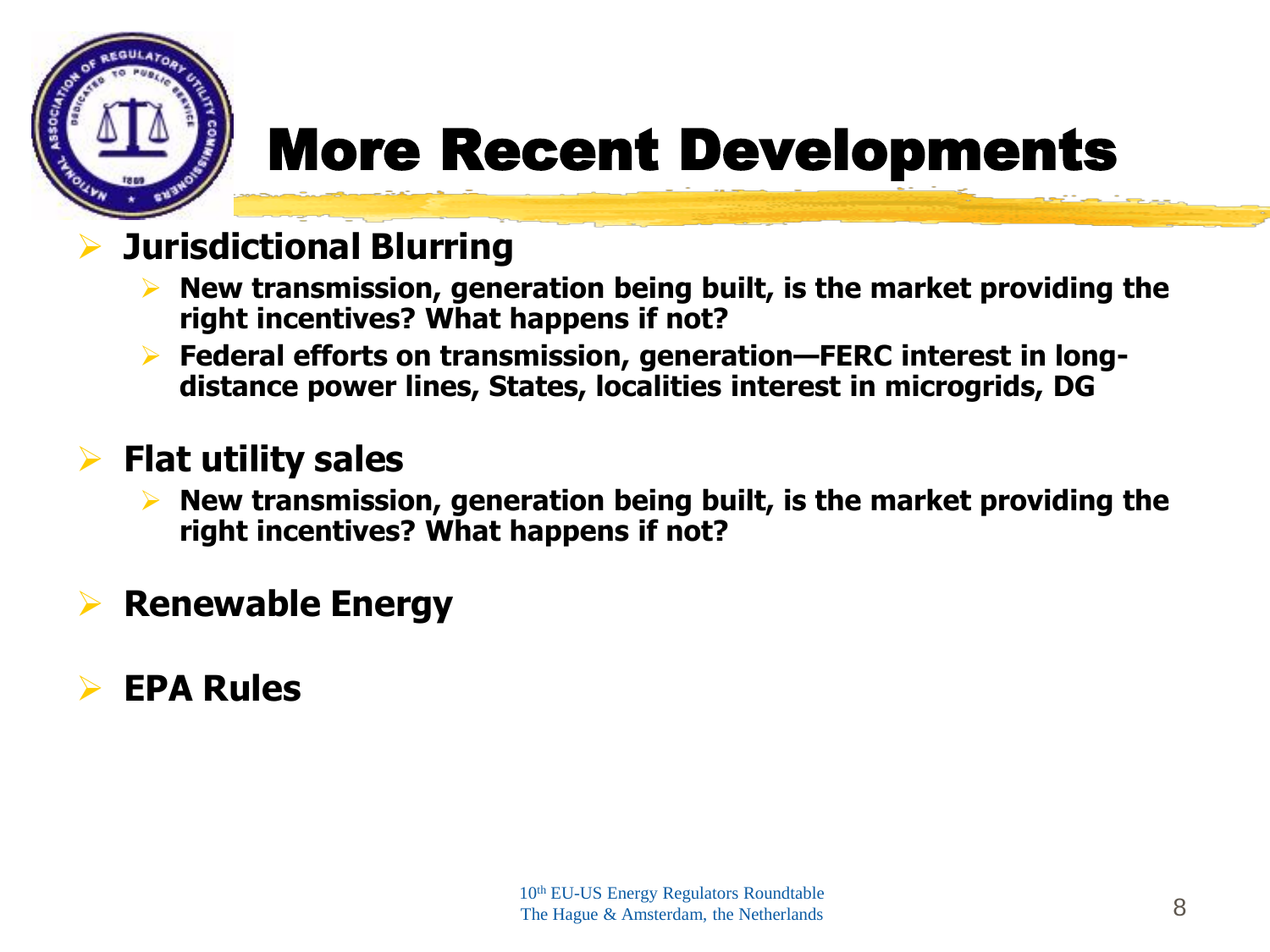# More Recent Developments

- **Jurisdictional Blurring**
  - **New transmission, generation being built, is the market providing the right incentives? What happens if not?**
  - **Federal efforts on transmission, generation—FERC interest in long-distance power lines, States, localities interest in microgrids, DG**
- **Flat utility sales**
  - **New transmission, generation being built, is the market providing the right incentives? What happens if not?**
- **Renewable Energy**
- **EPA Rules**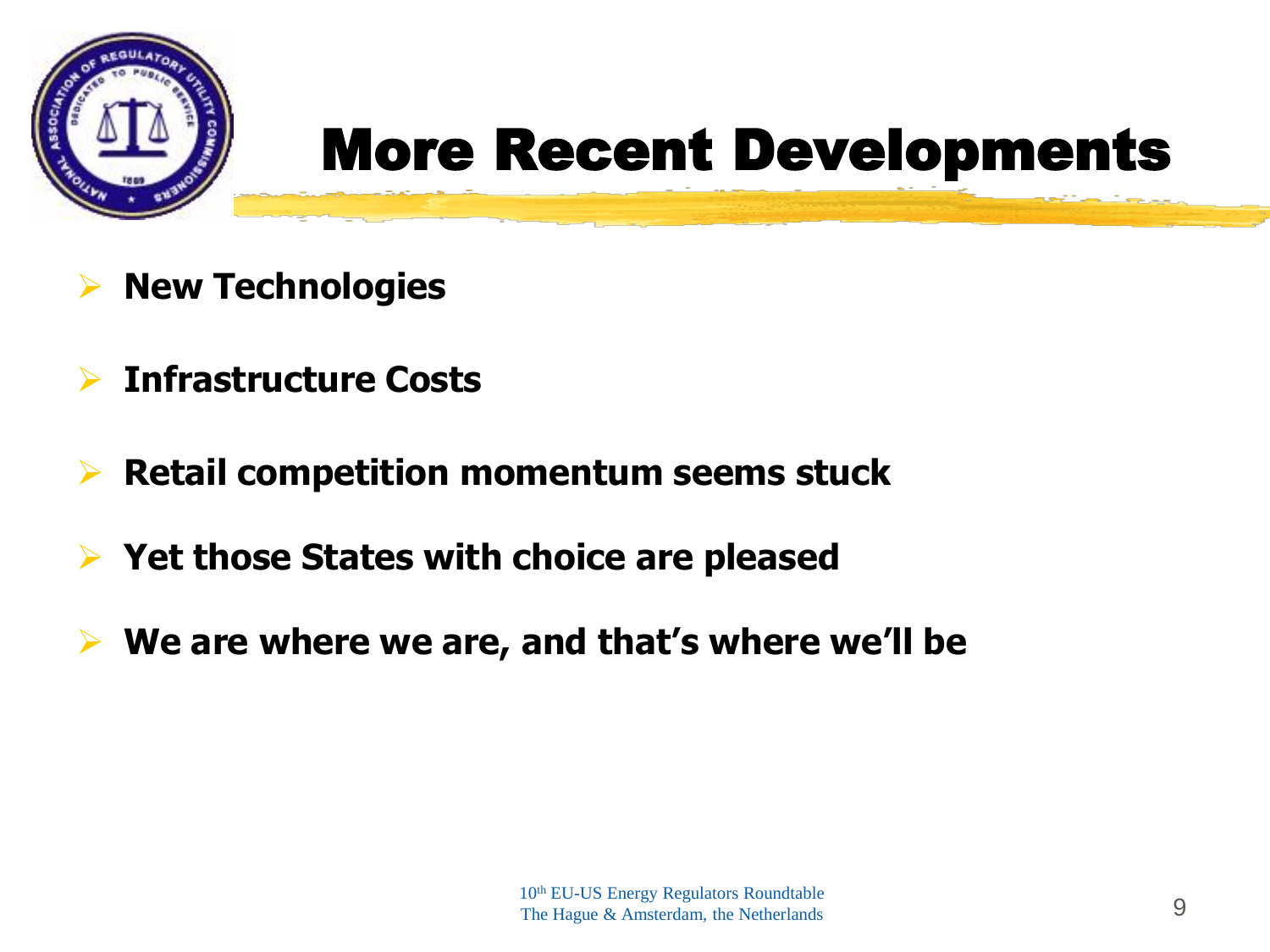# More Recent Developments

- **New Technologies**
- **Infrastructure Costs**
- **Retail competition momentum seems stuck**
- **Yet those States with choice are pleased**
- **We are where we are, and that's where we'll be**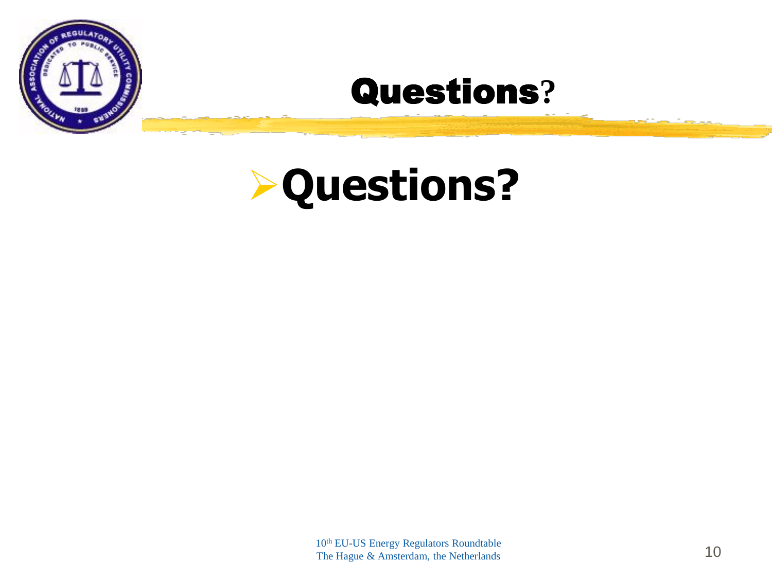# Questions?

- **Questions?**